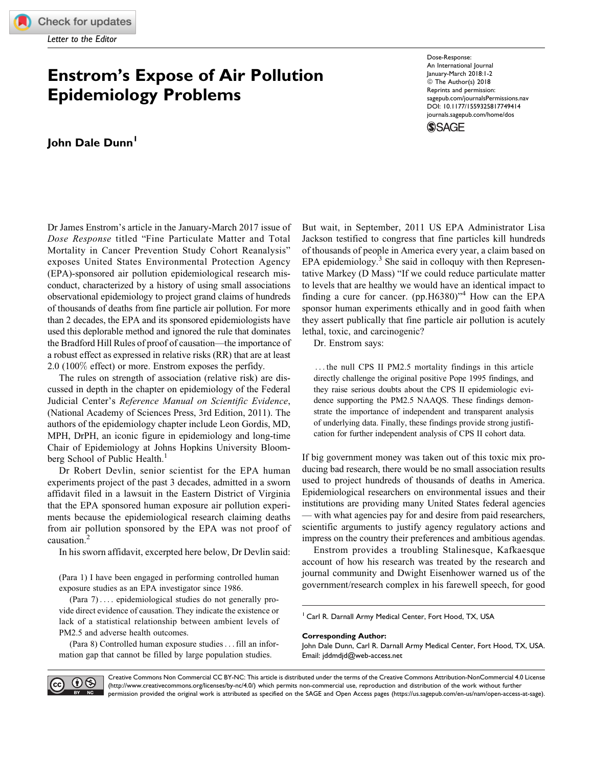Letter to the Editor

# Enstrom's Expose of Air Pollution Epidemiology Problems

Dose-Response: An International Journal
January-March 2018:1-2
© The Author(s) 2018
Reprints and permission: sagepub.com/journalsPermissions.nav
DOI: 10.1177/1559325817749414
journals.sagepub.com/home/dos

**John Dale Dunn**[1]

Dr James Enstrom's article in the January-March 2017 issue of *Dose Response* titled "Fine Particulate Matter and Total Mortality in Cancer Prevention Study Cohort Reanalysis" exposes United States Environmental Protection Agency (EPA)-sponsored air pollution epidemiological research misconduct, characterized by a history of using small associations observational epidemiology to project grand claims of hundreds of thousands of deaths from fine particle air pollution. For more than 2 decades, the EPA and its sponsored epidemiologists have used this deplorable method and ignored the rule that dominates the Bradford Hill Rules of proof of causation—the importance of a robust effect as expressed in relative risks (RR) that are at least 2.0 (100% effect) or more. Enstrom exposes the perfidy.

The rules on strength of association (relative risk) are discussed in depth in the chapter on epidemiology of the Federal Judicial Center's *Reference Manual on Scientific Evidence*, (National Academy of Sciences Press, 3rd Edition, 2011). The authors of the epidemiology chapter include Leon Gordis, MD, MPH, DrPH, an iconic figure in epidemiology and long-time Chair of Epidemiology at Johns Hopkins University Bloomberg School of Public Health.[1]

Dr Robert Devlin, senior scientist for the EPA human experiments project of the past 3 decades, admitted in a sworn affidavit filed in a lawsuit in the Eastern District of Virginia that the EPA sponsored human exposure air pollution experiments because the epidemiological research claiming deaths from air pollution sponsored by the EPA was not proof of causation.[2]

In his sworn affidavit, excerpted here below, Dr Devlin said:

> (Para 1) I have been engaged in performing controlled human exposure studies as an EPA investigator since 1986.
>
> (Para 7) .... epidemiological studies do not generally provide direct evidence of causation. They indicate the existence or lack of a statistical relationship between ambient levels of PM2.5 and adverse health outcomes.
>
> (Para 8) Controlled human exposure studies ... fill an information gap that cannot be filled by large population studies.

But wait, in September, 2011 US EPA Administrator Lisa Jackson testified to congress that fine particles kill hundreds of thousands of people in America every year, a claim based on EPA epidemiology.[3] She said in colloquy with then Representative Markey (D Mass) "If we could reduce particulate matter to levels that are healthy we would have an identical impact to finding a cure for cancer. (pp.H6380)"[4] How can the EPA sponsor human experiments ethically and in good faith when they assert publically that fine particle air pollution is acutely lethal, toxic, and carcinogenic?

Dr. Enstrom says:

> ...the null CPS II PM2.5 mortality findings in this article directly challenge the original positive Pope 1995 findings, and they raise serious doubts about the CPS II epidemiologic evidence supporting the PM2.5 NAAQS. These findings demonstrate the importance of independent and transparent analysis of underlying data. Finally, these findings provide strong justification for further independent analysis of CPS II cohort data.

If big government money was taken out of this toxic mix producing bad research, there would be no small association results used to project hundreds of thousands of deaths in America. Epidemiological researchers on environmental issues and their institutions are providing many United States federal agencies — with what agencies pay for and desire from paid researchers, scientific arguments to justify agency regulatory actions and impress on the country their preferences and ambitious agendas.

Enstrom provides a troubling Stalinesque, Kafkaesque account of how his research was treated by the research and journal community and Dwight Eisenhower warned us of the government/research complex in his farewell speech, for good

[1] Carl R. Darnall Army Medical Center, Fort Hood, TX, USA

**Corresponding Author:**
John Dale Dunn, Carl R. Darnall Army Medical Center, Fort Hood, TX, USA.
Email: jddmdjd@web-access.net

Creative Commons Non Commercial CC BY-NC: This article is distributed under the terms of the Creative Commons Attribution-NonCommercial 4.0 License (http://www.creativecommons.org/licenses/by-nc/4.0/) which permits non-commercial use, reproduction and distribution of the work without further permission provided the original work is attributed as specified on the SAGE and Open Access pages (https://us.sagepub.com/en-us/nam/open-access-at-sage).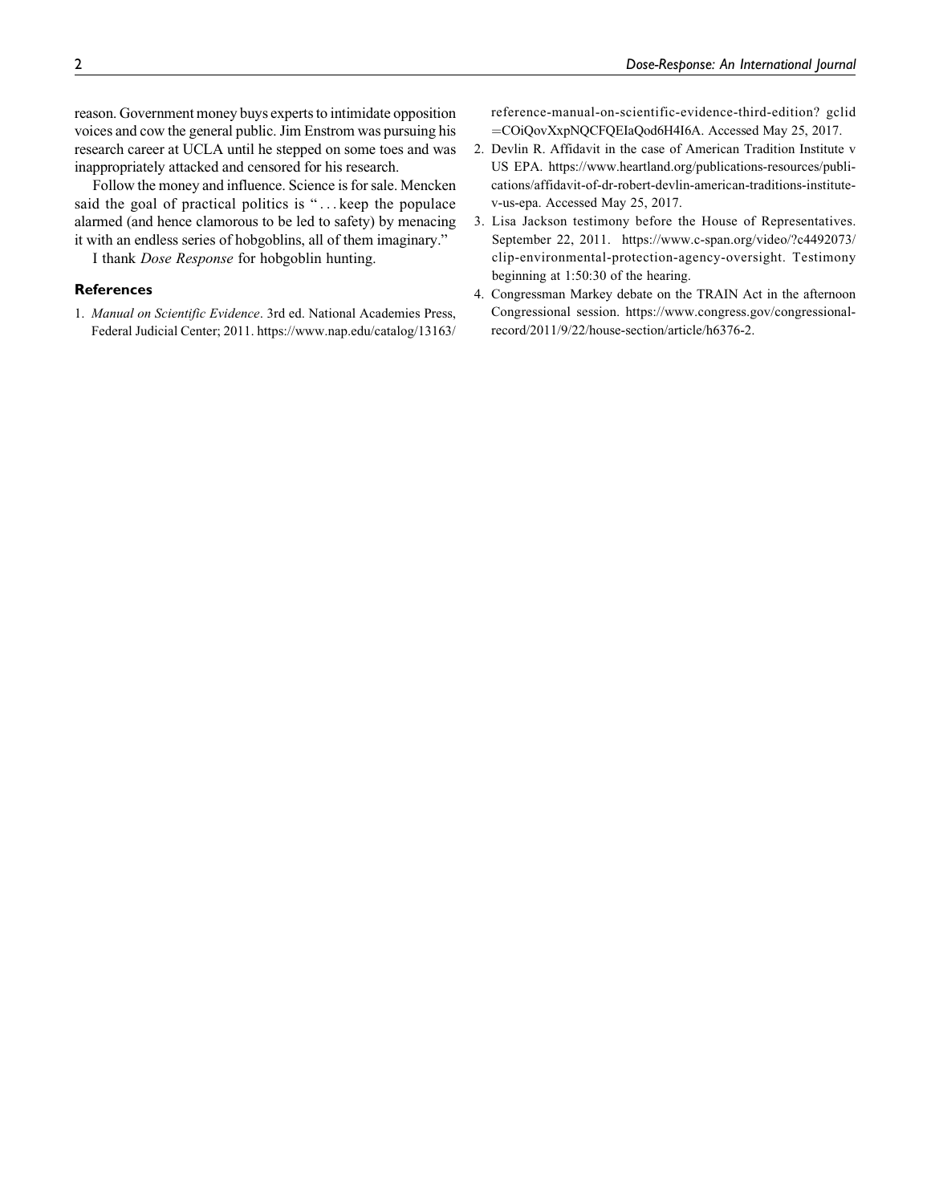reason. Government money buys experts to intimidate opposition voices and cow the general public. Jim Enstrom was pursuing his research career at UCLA until he stepped on some toes and was inappropriately attacked and censored for his research.

Follow the money and influence. Science is for sale. Mencken said the goal of practical politics is "... keep the populace alarmed (and hence clamorous to be led to safety) by menacing it with an endless series of hobgoblins, all of them imaginary."

I thank *Dose Response* for hobgoblin hunting.

## References

1. *Manual on Scientific Evidence*. 3rd ed. National Academies Press, Federal Judicial Center; 2011. https://www.nap.edu/catalog/13163/reference-manual-on-scientific-evidence-third-edition? gclid=COiQovXxpNQCFQEIaQod6H4I6A. Accessed May 25, 2017.
2. Devlin R. Affidavit in the case of American Tradition Institute v US EPA. https://www.heartland.org/publications-resources/publications/affidavit-of-dr-robert-devlin-american-traditions-institute-v-us-epa. Accessed May 25, 2017.
3. Lisa Jackson testimony before the House of Representatives. September 22, 2011. https://www.c-span.org/video/?c4492073/clip-environmental-protection-agency-oversight. Testimony beginning at 1:50:30 of the hearing.
4. Congressman Markey debate on the TRAIN Act in the afternoon Congressional session. https://www.congress.gov/congressional-record/2011/9/22/house-section/article/h6376-2.